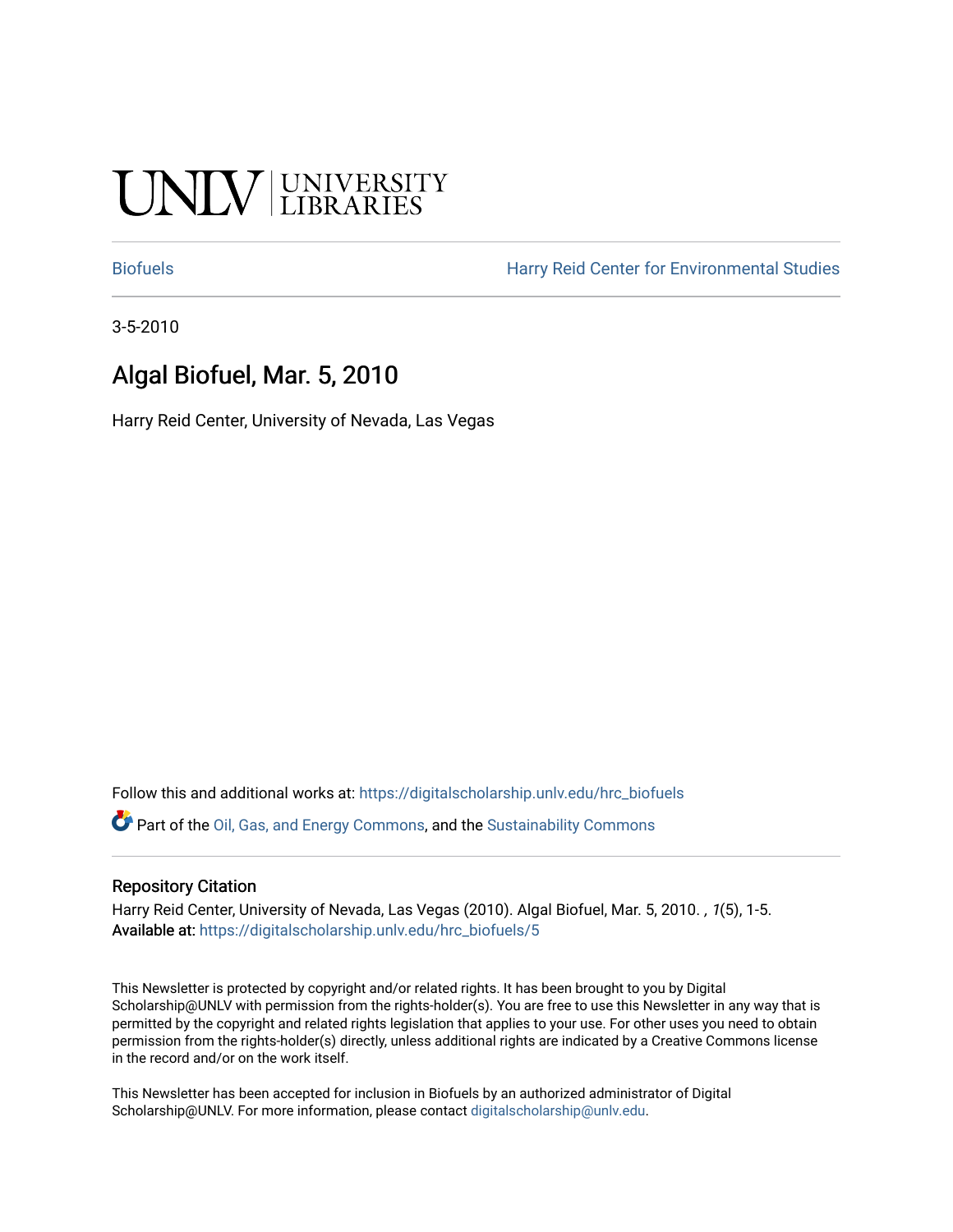UNLV | UNIVERSITY LIBRARIES

Biofuels | Harry Reid Center for Environmental Studies

3-5-2010

# Algal Biofuel, Mar. 5, 2010

Harry Reid Center, University of Nevada, Las Vegas

Follow this and additional works at: https://digitalscholarship.unlv.edu/hrc_biofuels

Part of the Oil, Gas, and Energy Commons, and the Sustainability Commons

## Repository Citation

Harry Reid Center, University of Nevada, Las Vegas (2010). Algal Biofuel, Mar. 5, 2010. , *1*(5), 1-5.
**Available at:** https://digitalscholarship.unlv.edu/hrc_biofuels/5

This Newsletter is protected by copyright and/or related rights. It has been brought to you by Digital Scholarship@UNLV with permission from the rights-holder(s). You are free to use this Newsletter in any way that is permitted by the copyright and related rights legislation that applies to your use. For other uses you need to obtain permission from the rights-holder(s) directly, unless additional rights are indicated by a Creative Commons license in the record and/or on the work itself.

This Newsletter has been accepted for inclusion in Biofuels by an authorized administrator of Digital Scholarship@UNLV. For more information, please contact digitalscholarship@unlv.edu.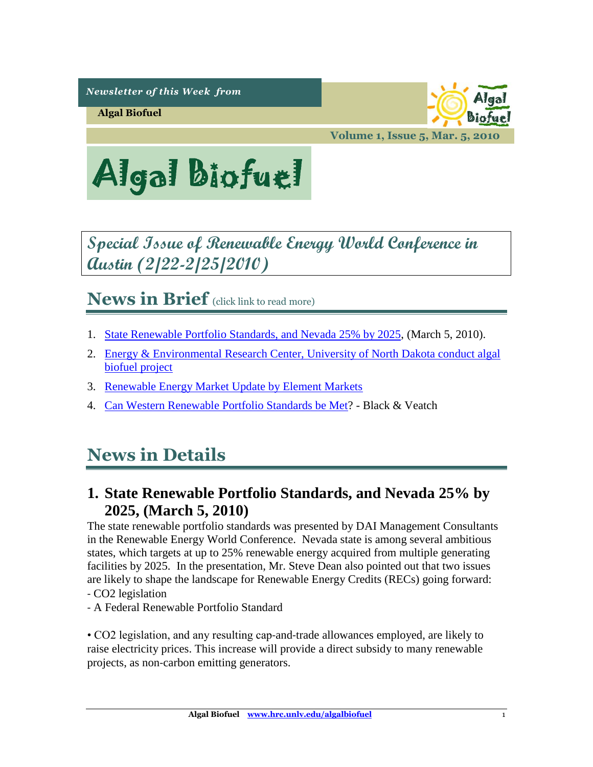*Newsletter of this Week from*

**Algal Biofuel**

**Volume 1, Issue 5, Mar. 5, 2010**

# Algal Biofuel

## *Special Issue of Renewable Energy World Conference in Austin (2/22-2/25/2010)*

## News in Brief (click link to read more)

1. State Renewable Portfolio Standards, and Nevada 25% by 2025, (March 5, 2010).
2. Energy & Environmental Research Center, University of North Dakota conduct algal biofuel project
3. Renewable Energy Market Update by Element Markets
4. Can Western Renewable Portfolio Standards be Met? - Black & Veatch

## News in Details

### 1. State Renewable Portfolio Standards, and Nevada 25% by 2025, (March 5, 2010)

The state renewable portfolio standards was presented by DAI Management Consultants in the Renewable Energy World Conference. Nevada state is among several ambitious states, which targets at up to 25% renewable energy acquired from multiple generating facilities by 2025. In the presentation, Mr. Steve Dean also pointed out that two issues are likely to shape the landscape for Renewable Energy Credits (RECs) going forward:

- $CO_2$ legislation
- A Federal Renewable Portfolio Standard

• $CO_2$ legislation, and any resulting cap-and-trade allowances employed, are likely to raise electricity prices. This increase will provide a direct subsidy to many renewable projects, as non-carbon emitting generators.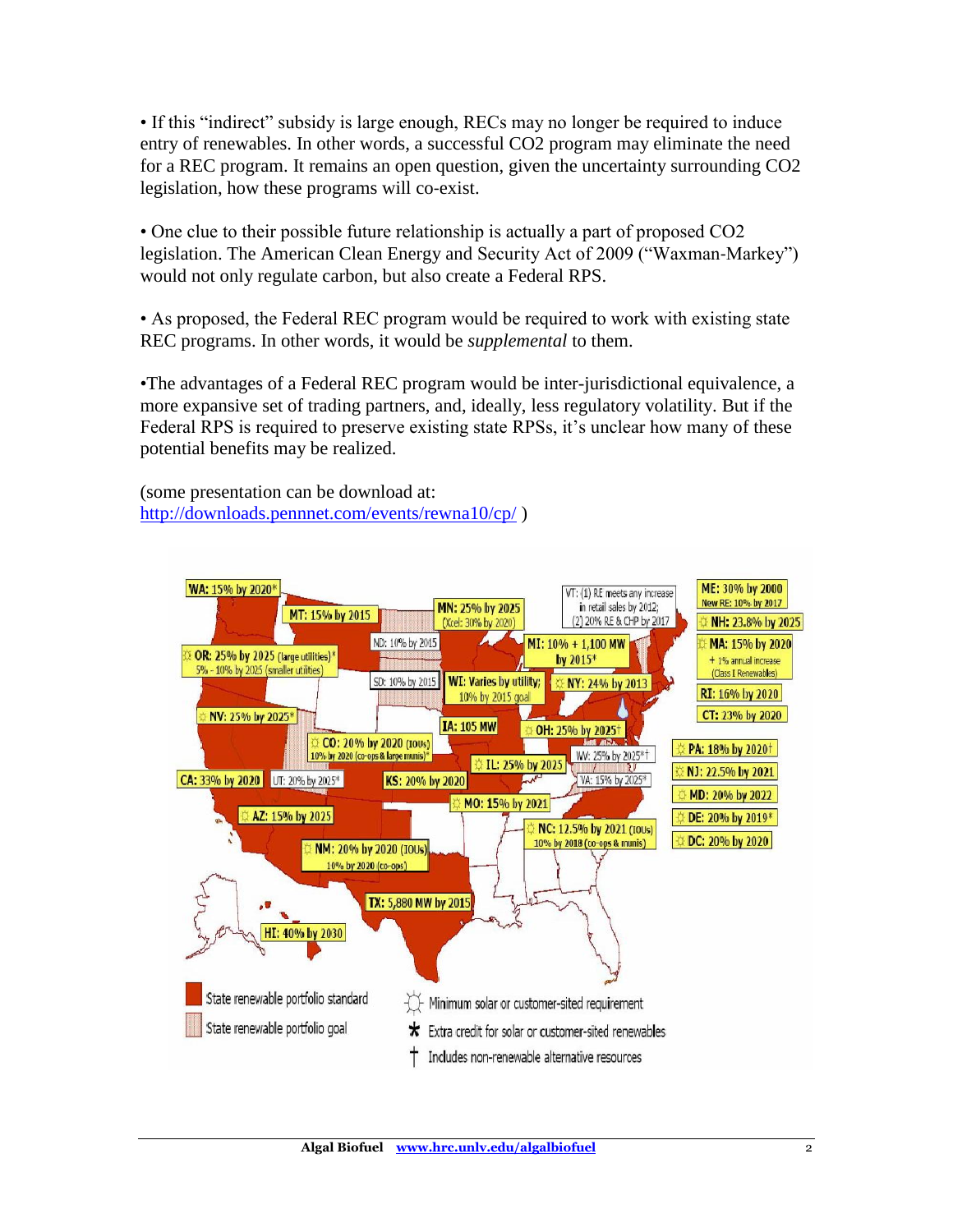• If this "indirect" subsidy is large enough, RECs may no longer be required to induce entry of renewables. In other words, a successful CO2 program may eliminate the need for a REC program. It remains an open question, given the uncertainty surrounding CO2 legislation, how these programs will co-exist.

• One clue to their possible future relationship is actually a part of proposed CO2 legislation. The American Clean Energy and Security Act of 2009 ("Waxman-Markey") would not only regulate carbon, but also create a Federal RPS.

• As proposed, the Federal REC program would be required to work with existing state REC programs. In other words, it would be *supplemental* to them.

•The advantages of a Federal REC program would be inter-jurisdictional equivalence, a more expansive set of trading partners, and, ideally, less regulatory volatility. But if the Federal RPS is required to preserve existing state RPSs, it's unclear how many of these potential benefits may be realized.

(some presentation can be download at: http://downloads.pennnet.com/events/rewna10/cp/ )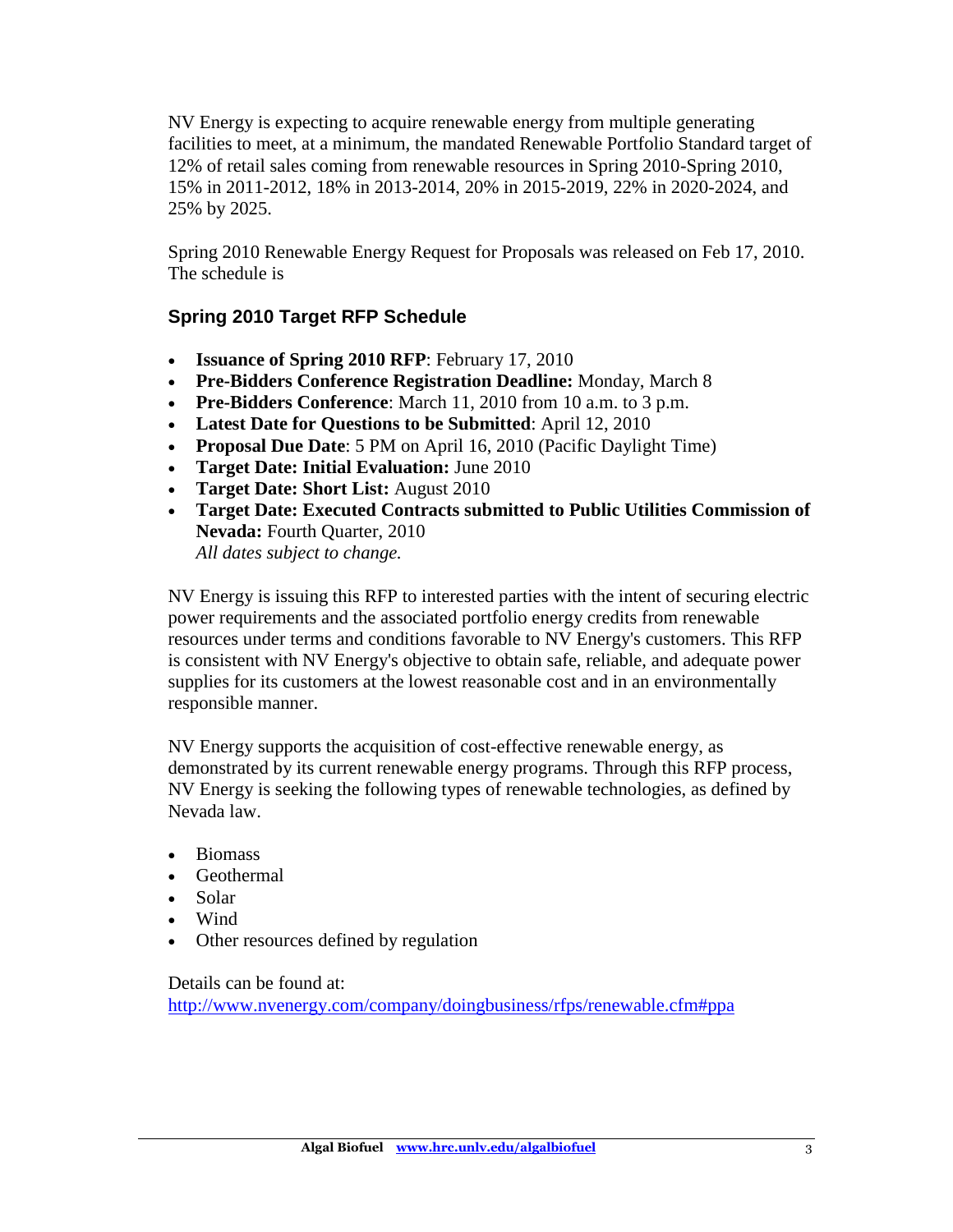NV Energy is expecting to acquire renewable energy from multiple generating facilities to meet, at a minimum, the mandated Renewable Portfolio Standard target of 12% of retail sales coming from renewable resources in Spring 2010-Spring 2010, 15% in 2011-2012, 18% in 2013-2014, 20% in 2015-2019, 22% in 2020-2024, and 25% by 2025.

Spring 2010 Renewable Energy Request for Proposals was released on Feb 17, 2010. The schedule is

### Spring 2010 Target RFP Schedule

- **Issuance of Spring 2010 RFP**: February 17, 2010
- **Pre-Bidders Conference Registration Deadline:** Monday, March 8
- **Pre-Bidders Conference**: March 11, 2010 from 10 a.m. to 3 p.m.
- **Latest Date for Questions to be Submitted**: April 12, 2010
- **Proposal Due Date**: 5 PM on April 16, 2010 (Pacific Daylight Time)
- **Target Date: Initial Evaluation:** June 2010
- **Target Date: Short List:** August 2010
- **Target Date: Executed Contracts submitted to Public Utilities Commission of Nevada:** Fourth Quarter, 2010
  *All dates subject to change.*

NV Energy is issuing this RFP to interested parties with the intent of securing electric power requirements and the associated portfolio energy credits from renewable resources under terms and conditions favorable to NV Energy's customers. This RFP is consistent with NV Energy's objective to obtain safe, reliable, and adequate power supplies for its customers at the lowest reasonable cost and in an environmentally responsible manner.

NV Energy supports the acquisition of cost-effective renewable energy, as demonstrated by its current renewable energy programs. Through this RFP process, NV Energy is seeking the following types of renewable technologies, as defined by Nevada law.

- Biomass
- Geothermal
- Solar
- Wind
- Other resources defined by regulation

Details can be found at:
http://www.nvenergy.com/company/doingbusiness/rfps/renewable.cfm#ppa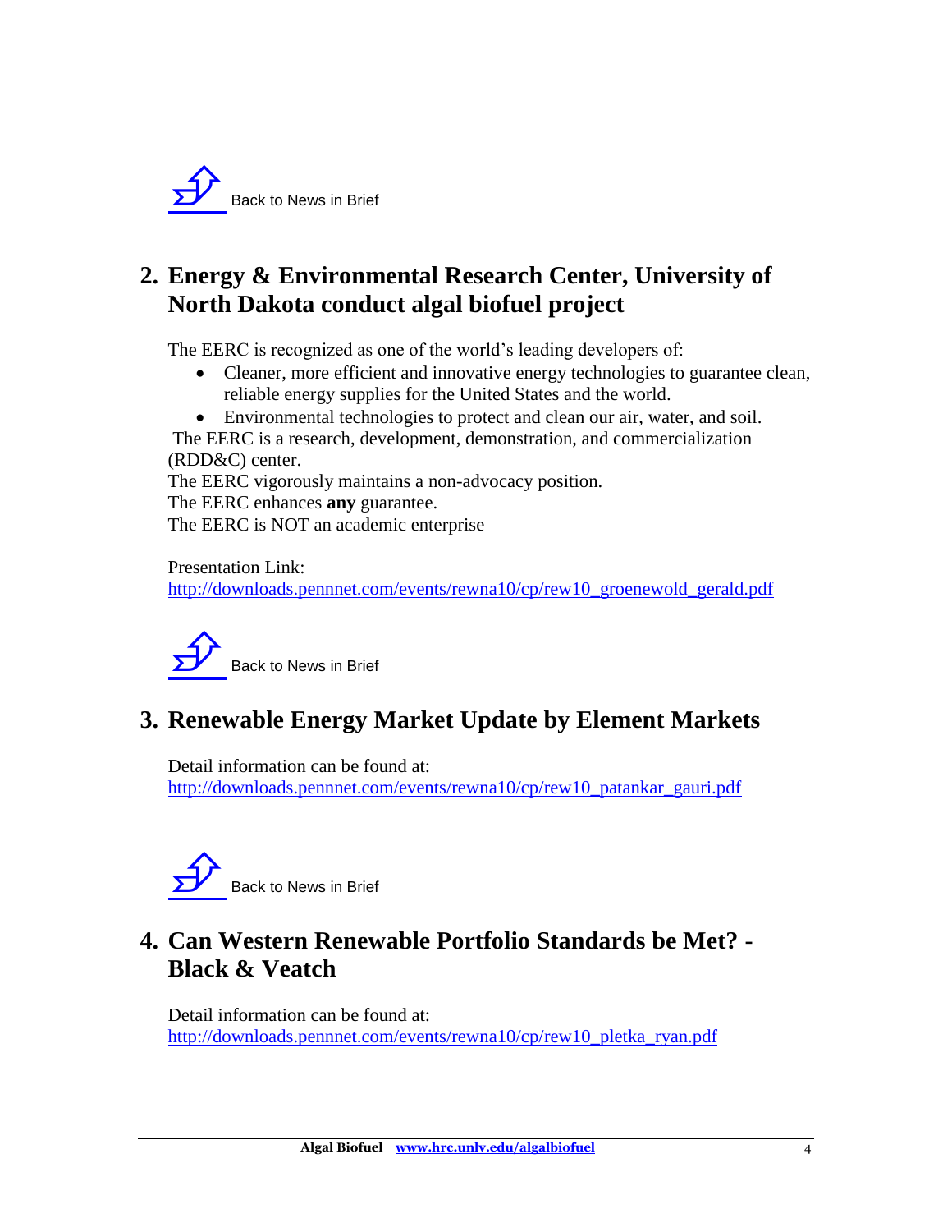Back to News in Brief

## 2. Energy & Environmental Research Center, University of North Dakota conduct algal biofuel project

The EERC is recognized as one of the world's leading developers of:

- Cleaner, more efficient and innovative energy technologies to guarantee clean, reliable energy supplies for the United States and the world.
- Environmental technologies to protect and clean our air, water, and soil.

The EERC is a research, development, demonstration, and commercialization (RDD&C) center.
The EERC vigorously maintains a non-advocacy position.
The EERC enhances **any** guarantee.
The EERC is NOT an academic enterprise

Presentation Link:
http://downloads.pennnet.com/events/rewna10/cp/rew10_groenewold_gerald.pdf

Back to News in Brief

## 3. Renewable Energy Market Update by Element Markets

Detail information can be found at:
http://downloads.pennnet.com/events/rewna10/cp/rew10_patankar_gauri.pdf

Back to News in Brief

## 4. Can Western Renewable Portfolio Standards be Met? - Black & Veatch

Detail information can be found at:
http://downloads.pennnet.com/events/rewna10/cp/rew10_pletka_ryan.pdf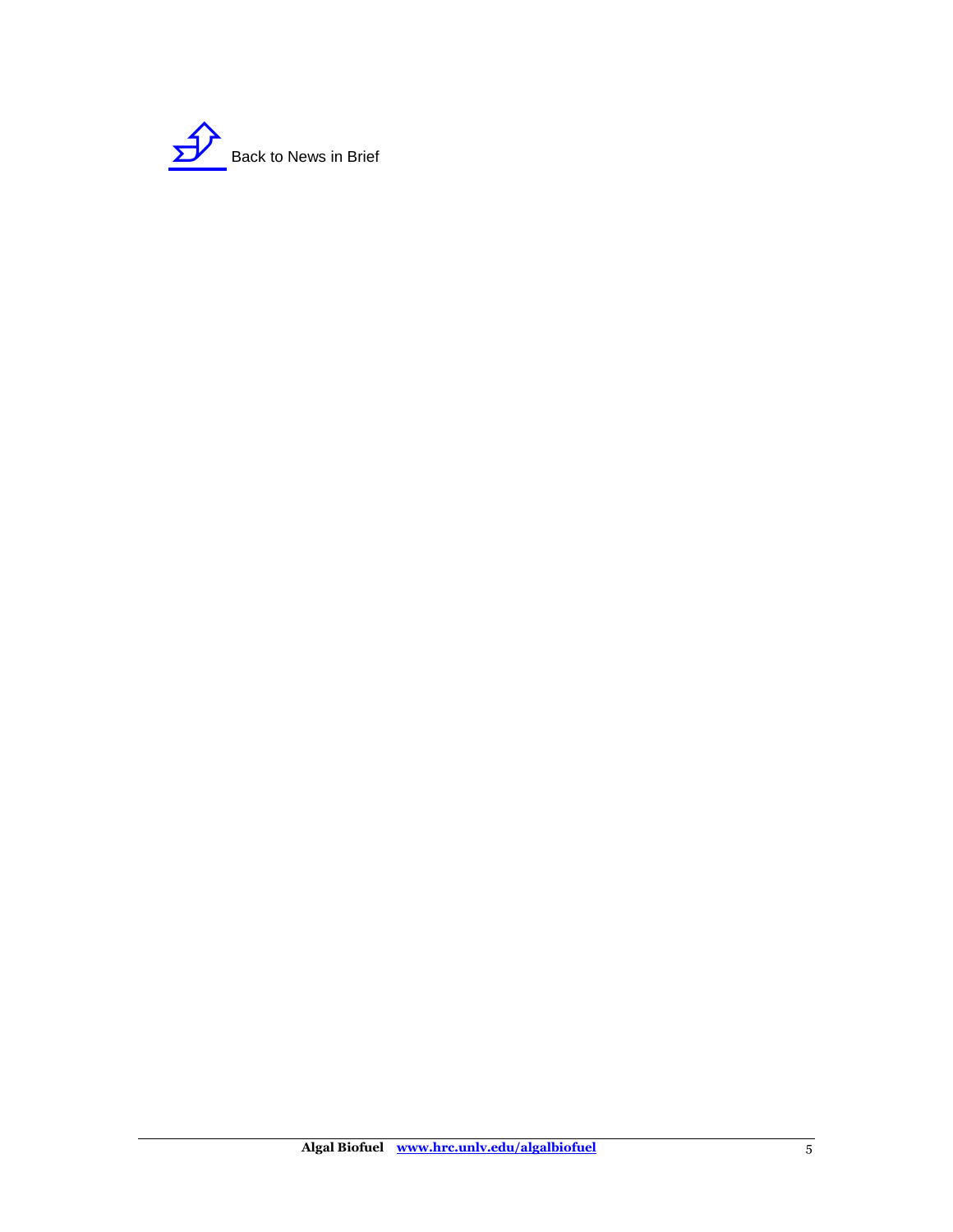Back to News in Brief